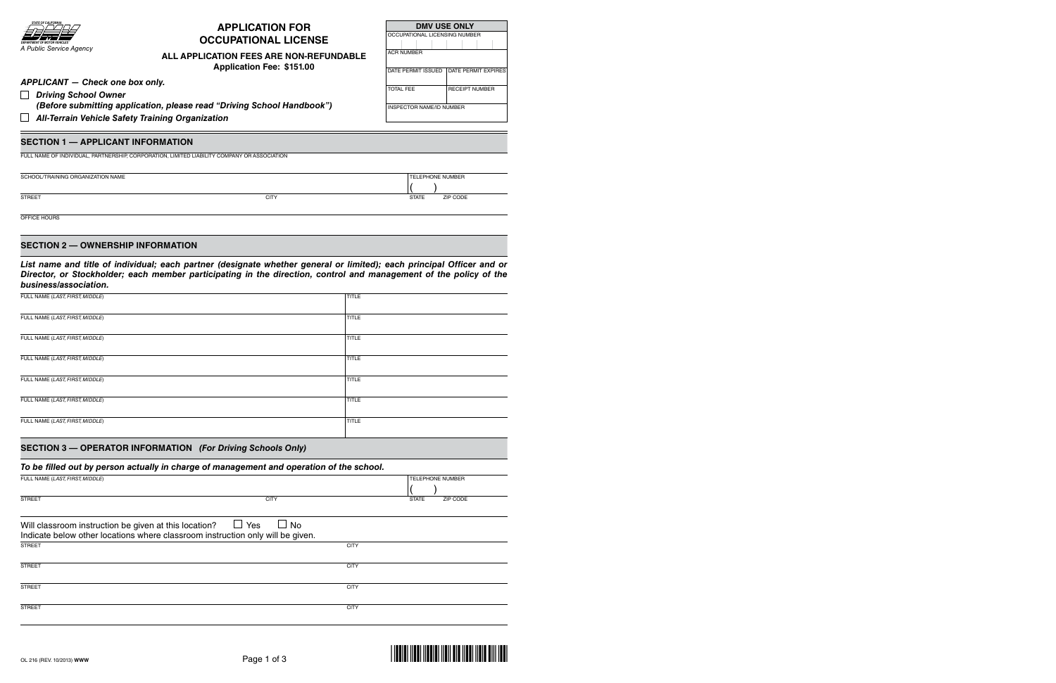STATE OF CALIFORNIA
DEPARTMENT OF MOTOR VEHICLES
A Public Service Agency

# APPLICATION FOR OCCUPATIONAL LICENSE

**ALL APPLICATION FEES ARE NON-REFUNDABLE**
**Application Fee: $151.00**

| DMV USE ONLY | |
|---|---|
| OCCUPATIONAL LICENSING NUMBER | |
| ACR NUMBER | |
| DATE PERMIT ISSUED | DATE PERMIT EXPIRES |
| TOTAL FEE | RECEIPT NUMBER |
| INSPECTOR NAME/ID NUMBER | |

***APPLICANT — Check one box only.***

☐ ***Driving School Owner***
***(Before submitting application, please read "Driving School Handbook")***

☐ ***All-Terrain Vehicle Safety Training Organization***

## SECTION 1 — APPLICANT INFORMATION

FULL NAME OF INDIVIDUAL, PARTNERSHIP, CORPORATION, LIMITED LIABILITY COMPANY OR ASSOCIATION

| SCHOOL/TRAINING ORGANIZATION NAME | | TELEPHONE NUMBER ( ) | |
|---|---|---|---|
| STREET | CITY | STATE | ZIP CODE |

OFFICE HOURS

## SECTION 2 — OWNERSHIP INFORMATION

***List name and title of individual; each partner (designate whether general or limited); each principal Officer and or Director, or Stockholder; each member participating in the direction, control and management of the policy of the business/association.***

| FULL NAME (*LAST, FIRST, MIDDLE*) | TITLE |
|---|---|
| FULL NAME (*LAST, FIRST, MIDDLE*) | TITLE |
| FULL NAME (*LAST, FIRST, MIDDLE*) | TITLE |
| FULL NAME (*LAST, FIRST, MIDDLE*) | TITLE |
| FULL NAME (*LAST, FIRST, MIDDLE*) | TITLE |
| FULL NAME (*LAST, FIRST, MIDDLE*) | TITLE |
| FULL NAME (*LAST, FIRST, MIDDLE*) | TITLE |

## SECTION 3 — OPERATOR INFORMATION *(For Driving Schools Only)*

***To be filled out by person actually in charge of management and operation of the school.***

| FULL NAME (*LAST, FIRST, MIDDLE*) | | TELEPHONE NUMBER ( ) | |
|---|---|---|---|
| STREET | CITY | STATE | ZIP CODE |

Will classroom instruction be given at this location? ☐ Yes ☐ No

Indicate below other locations where classroom instruction only will be given.

| STREET | CITY |
|---|---|
| STREET | CITY |
| STREET | CITY |
| STREET | CITY |

OL 216 (REV. 10/2013) WWW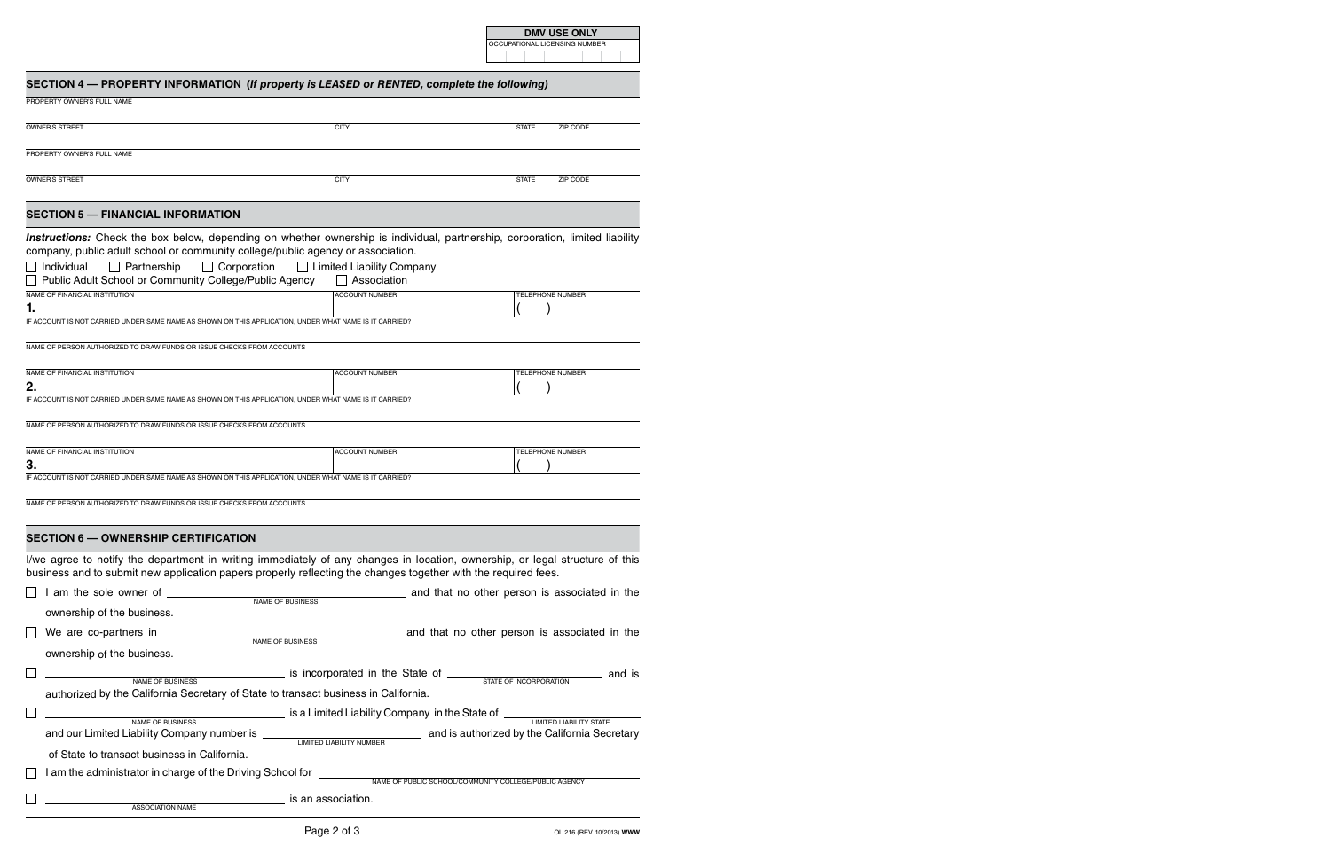| DMV USE ONLY |
| --- |
| OCCUPATIONAL LICENSING NUMBER |
| |

## SECTION 4 — PROPERTY INFORMATION (*If property is LEASED or RENTED, complete the following*)

PROPERTY OWNER'S FULL NAME

| OWNER'S STREET | CITY | STATE | ZIP CODE |
| --- | --- | --- | --- |
| | | | |

PROPERTY OWNER'S FULL NAME

| OWNER'S STREET | CITY | STATE | ZIP CODE |
| --- | --- | --- | --- |
| | | | |

## SECTION 5 — FINANCIAL INFORMATION

***Instructions:*** Check the box below, depending on whether ownership is individual, partnership, corporation, limited liability company, public adult school or community college/public agency or association.

☐ Individual ☐ Partnership ☐ Corporation ☐ Limited Liability Company

☐ Public Adult School or Community College/Public Agency ☐ Association

| NAME OF FINANCIAL INSTITUTION | ACCOUNT NUMBER | TELEPHONE NUMBER |
| --- | --- | --- |
| **1.** | | ( ) |

IF ACCOUNT IS NOT CARRIED UNDER SAME NAME AS SHOWN ON THIS APPLICATION, UNDER WHAT NAME IS IT CARRIED?

NAME OF PERSON AUTHORIZED TO DRAW FUNDS OR ISSUE CHECKS FROM ACCOUNTS

| NAME OF FINANCIAL INSTITUTION | ACCOUNT NUMBER | TELEPHONE NUMBER |
| --- | --- | --- |
| **2.** | | ( ) |

IF ACCOUNT IS NOT CARRIED UNDER SAME NAME AS SHOWN ON THIS APPLICATION, UNDER WHAT NAME IS IT CARRIED?

NAME OF PERSON AUTHORIZED TO DRAW FUNDS OR ISSUE CHECKS FROM ACCOUNTS

| NAME OF FINANCIAL INSTITUTION | ACCOUNT NUMBER | TELEPHONE NUMBER |
| --- | --- | --- |
| **3.** | | ( ) |

IF ACCOUNT IS NOT CARRIED UNDER SAME NAME AS SHOWN ON THIS APPLICATION, UNDER WHAT NAME IS IT CARRIED?

NAME OF PERSON AUTHORIZED TO DRAW FUNDS OR ISSUE CHECKS FROM ACCOUNTS

## SECTION 6 — OWNERSHIP CERTIFICATION

I/we agree to notify the department in writing immediately of any changes in location, ownership, or legal structure of this business and to submit new application papers properly reflecting the changes together with the required fees.

☐ I am the sole owner of ______________________ (NAME OF BUSINESS) and that no other person is associated in the ownership of the business.

☐ We are co-partners in ______________________ (NAME OF BUSINESS) and that no other person is associated in the ownership of the business.

☐ ______________________ (NAME OF BUSINESS) is incorporated in the State of ______________________ (STATE OF INCORPORATION) and is authorized by the California Secretary of State to transact business in California.

☐ ______________________ (NAME OF BUSINESS) is a Limited Liability Company in the State of ______________________ (LIMITED LIABILITY STATE) and our Limited Liability Company number is ______________________ (LIMITED LIABILITY NUMBER) and is authorized by the California Secretary of State to transact business in California.

☐ I am the administrator in charge of the Driving School for ______________________ (NAME OF PUBLIC SCHOOL/COMMUNITY COLLEGE/PUBLIC AGENCY)

☐ ______________________ (ASSOCIATION NAME) is an association.

OL 216 (REV. 10/2013) **WWW**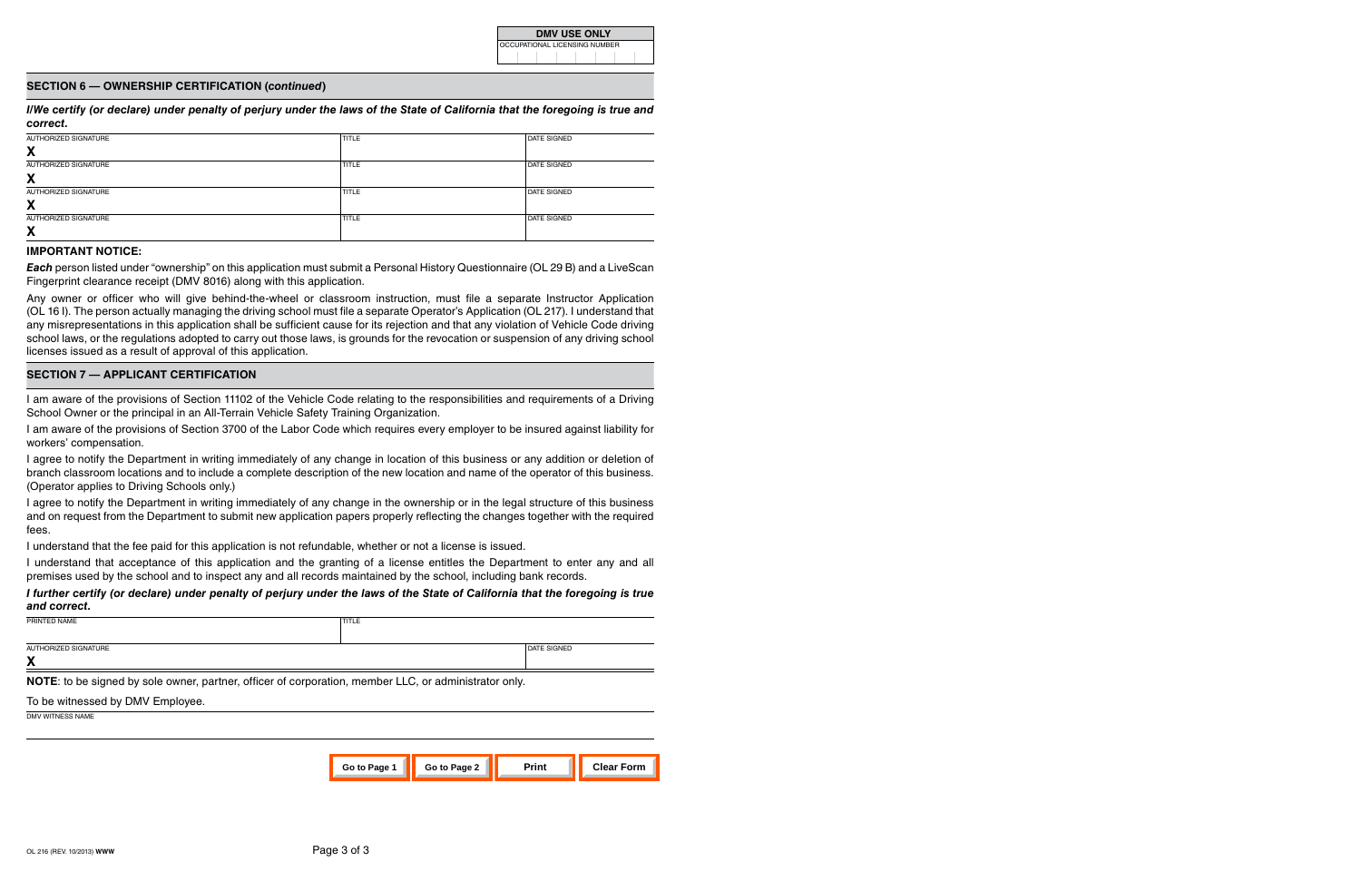| DMV USE ONLY |
| --- |
| OCCUPATIONAL LICENSING NUMBER |
| |

## SECTION 6 — OWNERSHIP CERTIFICATION (*continued*)

***I/We certify (or declare) under penalty of perjury under the laws of the State of California that the foregoing is true and correct.***

| AUTHORIZED SIGNATURE | TITLE | DATE SIGNED |
| --- | --- | --- |
| X | | |
| X | | |
| X | | |
| X | | |

**IMPORTANT NOTICE:**

***Each*** person listed under "ownership" on this application must submit a Personal History Questionnaire (OL 29 B) and a LiveScan Fingerprint clearance receipt (DMV 8016) along with this application.

Any owner or officer who will give behind-the-wheel or classroom instruction, must file a separate Instructor Application (OL 16 I). The person actually managing the driving school must file a separate Operator's Application (OL 217). I understand that any misrepresentations in this application shall be sufficient cause for its rejection and that any violation of Vehicle Code driving school laws, or the regulations adopted to carry out those laws, is grounds for the revocation or suspension of any driving school licenses issued as a result of approval of this application.

## SECTION 7 — APPLICANT CERTIFICATION

I am aware of the provisions of Section 11102 of the Vehicle Code relating to the responsibilities and requirements of a Driving School Owner or the principal in an All-Terrain Vehicle Safety Training Organization.

I am aware of the provisions of Section 3700 of the Labor Code which requires every employer to be insured against liability for workers' compensation.

I agree to notify the Department in writing immediately of any change in location of this business or any addition or deletion of branch classroom locations and to include a complete description of the new location and name of the operator of this business. (Operator applies to Driving Schools only.)

I agree to notify the Department in writing immediately of any change in the ownership or in the legal structure of this business and on request from the Department to submit new application papers properly reflecting the changes together with the required fees.

I understand that the fee paid for this application is not refundable, whether or not a license is issued.

I understand that acceptance of this application and the granting of a license entitles the Department to enter any and all premises used by the school and to inspect any and all records maintained by the school, including bank records.

***I further certify (or declare) under penalty of perjury under the laws of the State of California that the foregoing is true and correct.***

| PRINTED NAME | TITLE |
| --- | --- |
| | |

| AUTHORIZED SIGNATURE | DATE SIGNED |
| --- | --- |
| X | |

**NOTE**: to be signed by sole owner, partner, officer of corporation, member LLC, or administrator only.

To be witnessed by DMV Employee.

DMV WITNESS NAME

Go to Page 1 | Go to Page 2 | Print | Clear Form

OL 216 (REV. 10/2013) **WWW**